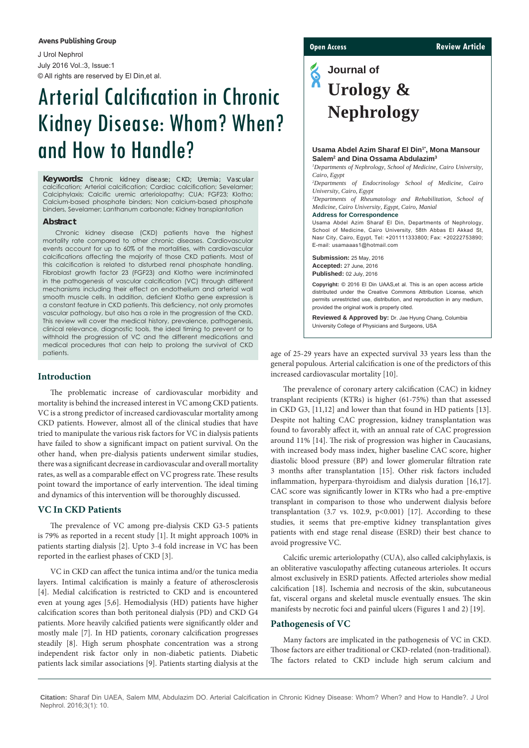Avens Publishing Group

J Urol Nephrol
July 2016 Vol.:3, Issue:1
© All rights are reserved by El Din,et al.

Open Access | Review Article

Journal of **Urology & Nephrology**

# Arterial Calcification in Chronic Kidney Disease: Whom? When? and How to Handle?

**Usama Abdel Azim Sharaf El Din[1*], Mona Mansour Salem[2] and Dina Ossama Abdulazim[3]**

[1]*Departments of Nephrology, School of Medicine, Cairo University, Cairo, Egypt*

[2]*Departments of Endocrinology School of Medicine, Cairo University, Cairo, Egypt*

[3]*Departments of Rheumatology and Rehabilitation, School of Medicine, Cairo University, Egypt, Cairo, Manial*

**Address for Correspondence**

Usama Abdel Azim Sharaf El Din, Departments of Nephrology, School of Medicine, Cairo University, 58th Abbas El Akkad St, Nasr City, Cairo, Egypt, Tel: +201111333800; Fax: +20222753890; E-mail: usamaaas1@hotmail.com

**Submission:** 25 May, 2016
**Accepted:** 27 June, 2016
**Published:** 02 July, 2016

**Copyright:** © 2016 El Din UAAS,et al. This is an open access article distributed under the Creative Commons Attribution License, which permits unrestricted use, distribution, and reproduction in any medium, provided the original work is properly cited.

**Reviewed & Approved by:** Dr. Jae Hyung Chang, Columbia University College of Physicians and Surgeons, USA

**Keywords:** Chronic kidney disease; CKD; Uremia; Vascular calcification; Arterial calcification; Cardiac calcification; Sevelamer; Calciphylaxis; Calcific uremic arteriolopathy; CUA; FGF23; Klotho; Calcium-based phosphate binders; Non calcium-based phosphate binders, Sevelamer; Lanthanum carbonate; Kidney transplantation

### Abstract

Chronic kidney disease (CKD) patients have the highest mortality rate compared to other chronic diseases. Cardiovascular events account for up to 60% of the mortalities, with cardiovascular calcifications affecting the majority of those CKD patients. Most of this calcification is related to disturbed renal phosphate handling. Fibroblast growth factor 23 (FGF23) and Klotho were incriminated in the pathogenesis of vascular calcification (VC) through different mechanisms including their effect on endothelium and arterial wall smooth muscle cells. In addition, deficient Klotho gene expression is a constant feature in CKD patients. This deficiency, not only promotes vascular pathology, but also has a role in the progression of the CKD. This review will cover the medical history, prevalence, pathogenesis, clinical relevance, diagnostic tools, the ideal timing to prevent or to withhold the progression of VC and the different medications and medical procedures that can help to prolong the survival of CKD patients.

## Introduction

The problematic increase of cardiovascular morbidity and mortality is behind the increased interest in VC among CKD patients. VC is a strong predictor of increased cardiovascular mortality among CKD patients. However, almost all of the clinical studies that have tried to manipulate the various risk factors for VC in dialysis patients have failed to show a significant impact on patient survival. On the other hand, when pre-dialysis patients underwent similar studies, there was a significant decrease in cardiovascular and overall mortality rates, as well as a comparable effect on VC progress rate. These results point toward the importance of early intervention. The ideal timing and dynamics of this intervention will be thoroughly discussed.

## VC In CKD Patients

The prevalence of VC among pre-dialysis CKD G3-5 patients is 79% as reported in a recent study [1]. It might approach 100% in patients starting dialysis [2]. Upto 3-4 fold increase in VC has been reported in the earliest phases of CKD [3].

VC in CKD can affect the tunica intima and/or the tunica media layers. Intimal calcification is mainly a feature of atherosclerosis [4]. Medial calcification is restricted to CKD and is encountered even at young ages [5,6]. Hemodialysis (HD) patients have higher calcification scores than both peritoneal dialysis (PD) and CKD G4 patients. More heavily calcified patients were significantly older and mostly male [7]. In HD patients, coronary calcification progresses steadily [8]. High serum phosphate concentration was a strong independent risk factor only in non-diabetic patients. Diabetic patients lack similar associations [9]. Patients starting dialysis at the age of 25-29 years have an expected survival 33 years less than the general populous. Arterial calcification is one of the predictors of this increased cardiovascular mortality [10].

The prevalence of coronary artery calcification (CAC) in kidney transplant recipients (KTRs) is higher (61-75%) than that assessed in CKD G3, [11,12] and lower than that found in HD patients [13]. Despite not halting CAC progression, kidney transplantation was found to favorably affect it, with an annual rate of CAC progression around 11% [14]. The risk of progression was higher in Caucasians, with increased body mass index, higher baseline CAC score, higher diastolic blood pressure (BP) and lower glomerular filtration rate 3 months after transplantation [15]. Other risk factors included inflammation, hyperpara-thyroidism and dialysis duration [16,17]. CAC score was significantly lower in KTRs who had a pre-emptive transplant in comparison to those who underwent dialysis before transplantation (3.7 vs. 102.9, $p<0.001$) [17]. According to these studies, it seems that pre-emptive kidney transplantation gives patients with end stage renal disease (ESRD) their best chance to avoid progressive VC.

Calcific uremic arteriolopathy (CUA), also called calciphylaxis, is an obliterative vasculopathy affecting cutaneous arterioles. It occurs almost exclusively in ESRD patients. Affected arterioles show medial calcification [18]. Ischemia and necrosis of the skin, subcutaneous fat, visceral organs and skeletal muscle eventually ensues. The skin manifests by necrotic foci and painful ulcers (Figures 1 and 2) [19].

## Pathogenesis of VC

Many factors are implicated in the pathogenesis of VC in CKD. Those factors are either traditional or CKD-related (non-traditional). The factors related to CKD include high serum calcium and

**Citation:** Sharaf Din UAEA, Salem MM, Abdulazim DO. Arterial Calcification in Chronic Kidney Disease: Whom? When? and How to Handle?. J Urol Nephrol. 2016;3(1): 10.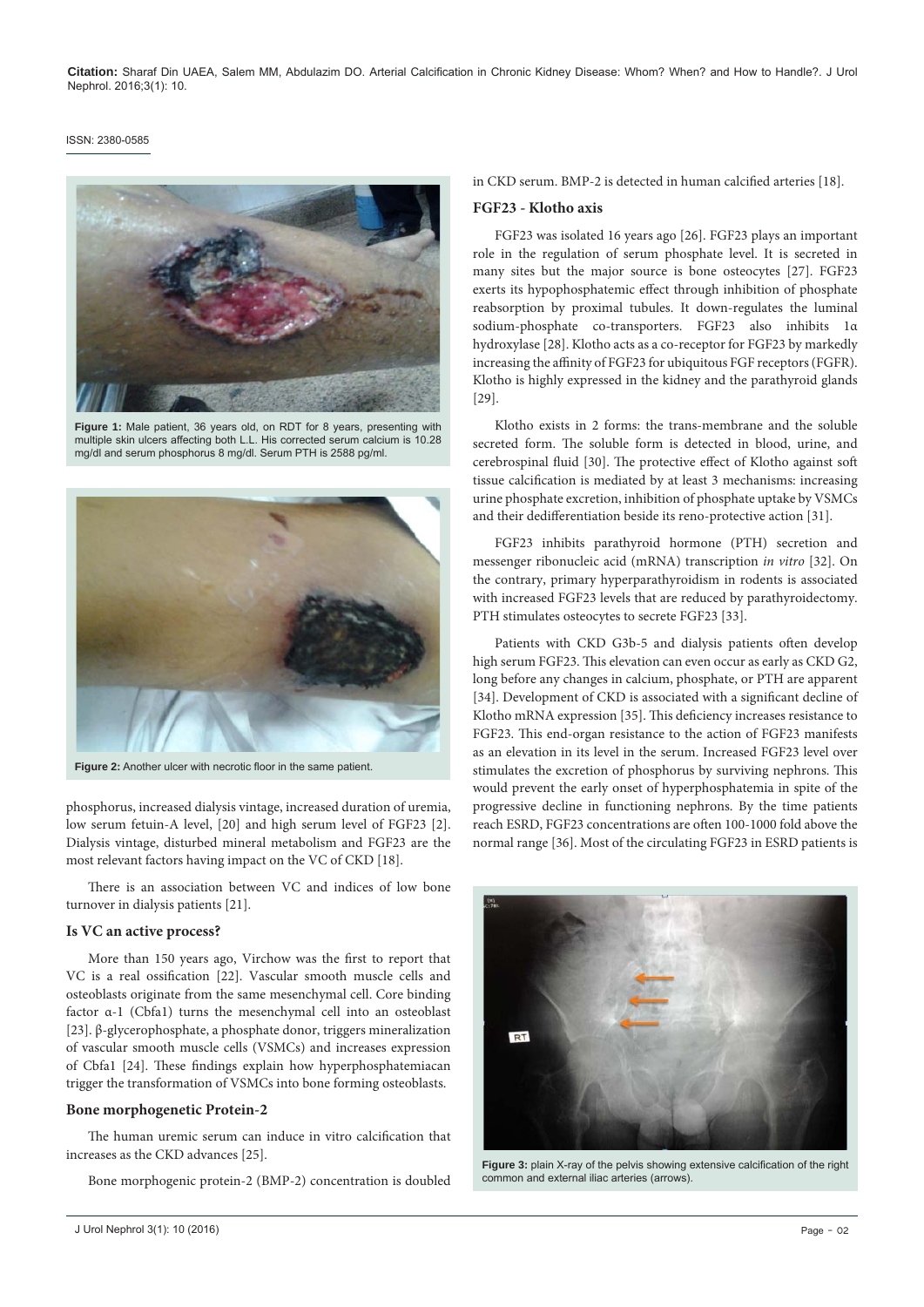Figure 1: Male patient, 36 years old, on RDT for 8 years, presenting with multiple skin ulcers affecting both L.L. His corrected serum calcium is 10.28 mg/dl and serum phosphorus 8 mg/dl. Serum PTH is 2588 pg/ml.

Figure 2: Another ulcer with necrotic floor in the same patient.

phosphorus, increased dialysis vintage, increased duration of uremia, low serum fetuin-A level, [20] and high serum level of FGF23 [2]. Dialysis vintage, disturbed mineral metabolism and FGF23 are the most relevant factors having impact on the VC of CKD [18].

There is an association between VC and indices of low bone turnover in dialysis patients [21].

### Is VC an active process?

More than 150 years ago, Virchow was the first to report that VC is a real ossification [22]. Vascular smooth muscle cells and osteoblasts originate from the same mesenchymal cell. Core binding factor α-1 (Cbfa1) turns the mesenchymal cell into an osteoblast [23]. β-glycerophosphate, a phosphate donor, triggers mineralization of vascular smooth muscle cells (VSMCs) and increases expression of Cbfa1 [24]. These findings explain how hyperphosphatemiacan trigger the transformation of VSMCs into bone forming osteoblasts.

### Bone morphogenetic Protein-2

The human uremic serum can induce in vitro calcification that increases as the CKD advances [25].

Bone morphogenic protein-2 (BMP-2) concentration is doubled in CKD serum. BMP-2 is detected in human calcified arteries [18].

### FGF23 - Klotho axis

FGF23 was isolated 16 years ago [26]. FGF23 plays an important role in the regulation of serum phosphate level. It is secreted in many sites but the major source is bone osteocytes [27]. FGF23 exerts its hypophosphatemic effect through inhibition of phosphate reabsorption by proximal tubules. It down-regulates the luminal sodium-phosphate co-transporters. FGF23 also inhibits 1α hydroxylase [28]. Klotho acts as a co-receptor for FGF23 by markedly increasing the affinity of FGF23 for ubiquitous FGF receptors (FGFR). Klotho is highly expressed in the kidney and the parathyroid glands [29].

Klotho exists in 2 forms: the trans-membrane and the soluble secreted form. The soluble form is detected in blood, urine, and cerebrospinal fluid [30]. The protective effect of Klotho against soft tissue calcification is mediated by at least 3 mechanisms: increasing urine phosphate excretion, inhibition of phosphate uptake by VSMCs and their dedifferentiation beside its reno-protective action [31].

FGF23 inhibits parathyroid hormone (PTH) secretion and messenger ribonucleic acid (mRNA) transcription *in vitro* [32]. On the contrary, primary hyperparathyroidism in rodents is associated with increased FGF23 levels that are reduced by parathyroidectomy. PTH stimulates osteocytes to secrete FGF23 [33].

Patients with CKD G3b-5 and dialysis patients often develop high serum FGF23. This elevation can even occur as early as CKD G2, long before any changes in calcium, phosphate, or PTH are apparent [34]. Development of CKD is associated with a significant decline of Klotho mRNA expression [35]. This deficiency increases resistance to FGF23. This end-organ resistance to the action of FGF23 manifests as an elevation in its level in the serum. Increased FGF23 level over stimulates the excretion of phosphorus by surviving nephrons. This would prevent the early onset of hyperphosphatemia in spite of the progressive decline in functioning nephrons. By the time patients reach ESRD, FGF23 concentrations are often 100-1000 fold above the normal range [36]. Most of the circulating FGF23 in ESRD patients is

Figure 3: plain X-ray of the pelvis showing extensive calcification of the right common and external iliac arteries (arrows).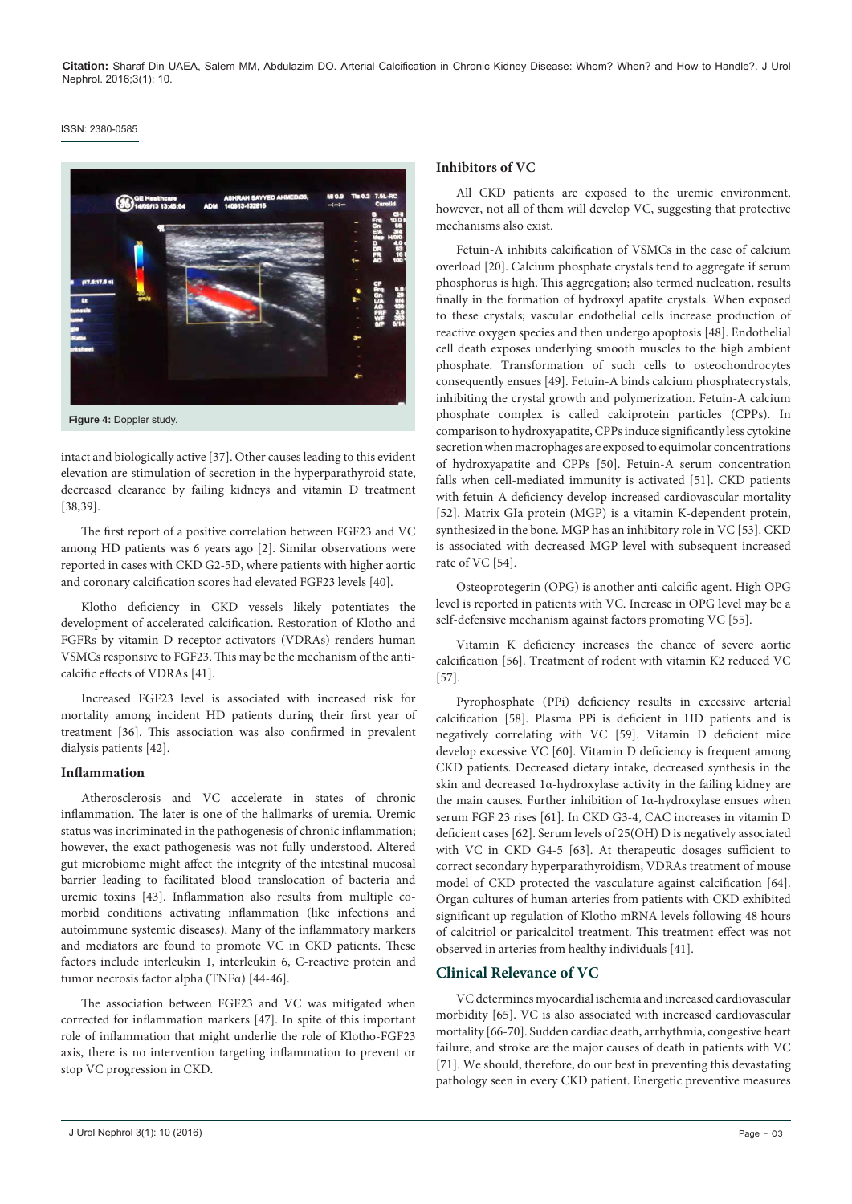Figure 4: Doppler study.

intact and biologically active [37]. Other causes leading to this evident elevation are stimulation of secretion in the hyperparathyroid state, decreased clearance by failing kidneys and vitamin D treatment [38,39].

The first report of a positive correlation between FGF23 and VC among HD patients was 6 years ago [2]. Similar observations were reported in cases with CKD G2-5D, where patients with higher aortic and coronary calcification scores had elevated FGF23 levels [40].

Klotho deficiency in CKD vessels likely potentiates the development of accelerated calcification. Restoration of Klotho and FGFRs by vitamin D receptor activators (VDRAs) renders human VSMCs responsive to FGF23. This may be the mechanism of the anti-calcific effects of VDRAs [41].

Increased FGF23 level is associated with increased risk for mortality among incident HD patients during their first year of treatment [36]. This association was also confirmed in prevalent dialysis patients [42].

### Inflammation

Atherosclerosis and VC accelerate in states of chronic inflammation. The later is one of the hallmarks of uremia. Uremic status was incriminated in the pathogenesis of chronic inflammation; however, the exact pathogenesis was not fully understood. Altered gut microbiome might affect the integrity of the intestinal mucosal barrier leading to facilitated blood translocation of bacteria and uremic toxins [43]. Inflammation also results from multiple co-morbid conditions activating inflammation (like infections and autoimmune systemic diseases). Many of the inflammatory markers and mediators are found to promote VC in CKD patients. These factors include interleukin 1, interleukin 6, C-reactive protein and tumor necrosis factor alpha (TNFα) [44-46].

The association between FGF23 and VC was mitigated when corrected for inflammation markers [47]. In spite of this important role of inflammation that might underlie the role of Klotho-FGF23 axis, there is no intervention targeting inflammation to prevent or stop VC progression in CKD.

### Inhibitors of VC

All CKD patients are exposed to the uremic environment, however, not all of them will develop VC, suggesting that protective mechanisms also exist.

Fetuin-A inhibits calcification of VSMCs in the case of calcium overload [20]. Calcium phosphate crystals tend to aggregate if serum phosphorus is high. This aggregation; also termed nucleation, results finally in the formation of hydroxyl apatite crystals. When exposed to these crystals; vascular endothelial cells increase production of reactive oxygen species and then undergo apoptosis [48]. Endothelial cell death exposes underlying smooth muscles to the high ambient phosphate. Transformation of such cells to osteochondrocytes consequently ensues [49]. Fetuin-A binds calcium phosphatecrystals, inhibiting the crystal growth and polymerization. Fetuin-A calcium phosphate complex is called calciprotein particles (CPPs). In comparison to hydroxyapatite, CPPs induce significantly less cytokine secretion when macrophages are exposed to equimolar concentrations of hydroxyapatite and CPPs [50]. Fetuin-A serum concentration falls when cell-mediated immunity is activated [51]. CKD patients with fetuin-A deficiency develop increased cardiovascular mortality [52]. Matrix GIa protein (MGP) is a vitamin K-dependent protein, synthesized in the bone. MGP has an inhibitory role in VC [53]. CKD is associated with decreased MGP level with subsequent increased rate of VC [54].

Osteoprotegerin (OPG) is another anti-calcific agent. High OPG level is reported in patients with VC. Increase in OPG level may be a self-defensive mechanism against factors promoting VC [55].

Vitamin K deficiency increases the chance of severe aortic calcification [56]. Treatment of rodent with vitamin K2 reduced VC [57].

Pyrophosphate (PPi) deficiency results in excessive arterial calcification [58]. Plasma PPi is deficient in HD patients and is negatively correlating with VC [59]. Vitamin D deficient mice develop excessive VC [60]. Vitamin D deficiency is frequent among CKD patients. Decreased dietary intake, decreased synthesis in the skin and decreased 1α-hydroxylase activity in the failing kidney are the main causes. Further inhibition of 1α-hydroxylase ensues when serum FGF 23 rises [61]. In CKD G3-4, CAC increases in vitamin D deficient cases [62]. Serum levels of 25(OH) D is negatively associated with VC in CKD G4-5 [63]. At therapeutic dosages sufficient to correct secondary hyperparathyroidism, VDRAs treatment of mouse model of CKD protected the vasculature against calcification [64]. Organ cultures of human arteries from patients with CKD exhibited significant up regulation of Klotho mRNA levels following 48 hours of calcitriol or paricalcitol treatment. This treatment effect was not observed in arteries from healthy individuals [41].

## Clinical Relevance of VC

VC determines myocardial ischemia and increased cardiovascular morbidity [65]. VC is also associated with increased cardiovascular mortality [66-70]. Sudden cardiac death, arrhythmia, congestive heart failure, and stroke are the major causes of death in patients with VC [71]. We should, therefore, do our best in preventing this devastating pathology seen in every CKD patient. Energetic preventive measures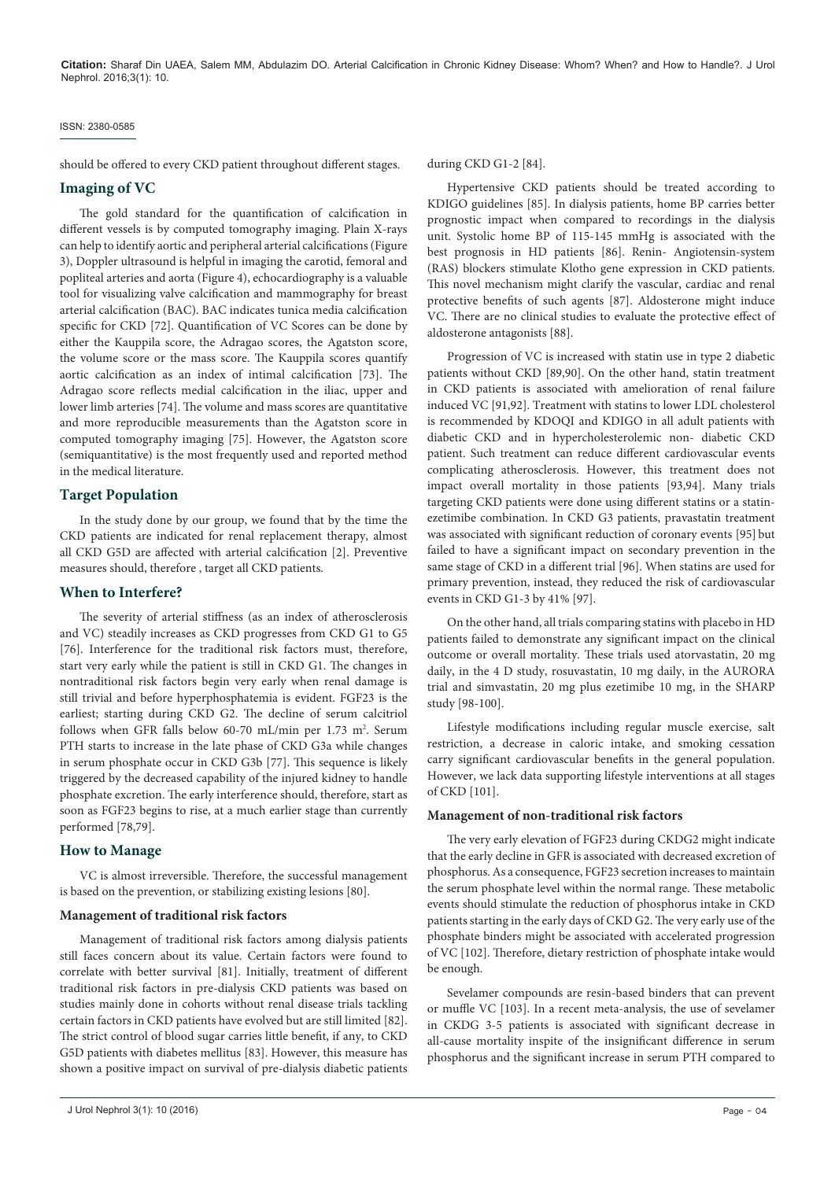should be offered to every CKD patient throughout different stages.

## Imaging of VC

The gold standard for the quantification of calcification in different vessels is by computed tomography imaging. Plain X-rays can help to identify aortic and peripheral arterial calcifications (Figure 3), Doppler ultrasound is helpful in imaging the carotid, femoral and popliteal arteries and aorta (Figure 4), echocardiography is a valuable tool for visualizing valve calcification and mammography for breast arterial calcification (BAC). BAC indicates tunica media calcification specific for CKD [72]. Quantification of VC Scores can be done by either the Kauppila score, the Adragao scores, the Agatston score, the volume score or the mass score. The Kauppila scores quantify aortic calcification as an index of intimal calcification [73]. The Adragao score reflects medial calcification in the iliac, upper and lower limb arteries [74]. The volume and mass scores are quantitative and more reproducible measurements than the Agatston score in computed tomography imaging [75]. However, the Agatston score (semiquantitative) is the most frequently used and reported method in the medical literature.

## Target Population

In the study done by our group, we found that by the time the CKD patients are indicated for renal replacement therapy, almost all CKD G5D are affected with arterial calcification [2]. Preventive measures should, therefore , target all CKD patients.

## When to Interfere?

The severity of arterial stiffness (as an index of atherosclerosis and VC) steadily increases as CKD progresses from CKD G1 to G5 [76]. Interference for the traditional risk factors must, therefore, start very early while the patient is still in CKD G1. The changes in nontraditional risk factors begin very early when renal damage is still trivial and before hyperphosphatemia is evident. FGF23 is the earliest; starting during CKD G2. The decline of serum calcitriol follows when GFR falls below 60-70 mL/min per 1.73 $m^2$. Serum PTH starts to increase in the late phase of CKD G3a while changes in serum phosphate occur in CKD G3b [77]. This sequence is likely triggered by the decreased capability of the injured kidney to handle phosphate excretion. The early interference should, therefore, start as soon as FGF23 begins to rise, at a much earlier stage than currently performed [78,79].

## How to Manage

VC is almost irreversible. Therefore, the successful management is based on the prevention, or stabilizing existing lesions [80].

### Management of traditional risk factors

Management of traditional risk factors among dialysis patients still faces concern about its value. Certain factors were found to correlate with better survival [81]. Initially, treatment of different traditional risk factors in pre-dialysis CKD patients was based on studies mainly done in cohorts without renal disease trials tackling certain factors in CKD patients have evolved but are still limited [82]. The strict control of blood sugar carries little benefit, if any, to CKD G5D patients with diabetes mellitus [83]. However, this measure has shown a positive impact on survival of pre-dialysis diabetic patients during CKD G1-2 [84].

Hypertensive CKD patients should be treated according to KDIGO guidelines [85]. In dialysis patients, home BP carries better prognostic impact when compared to recordings in the dialysis unit. Systolic home BP of 115-145 mmHg is associated with the best prognosis in HD patients [86]. Renin- Angiotensin-system (RAS) blockers stimulate Klotho gene expression in CKD patients. This novel mechanism might clarify the vascular, cardiac and renal protective benefits of such agents [87]. Aldosterone might induce VC. There are no clinical studies to evaluate the protective effect of aldosterone antagonists [88].

Progression of VC is increased with statin use in type 2 diabetic patients without CKD [89,90]. On the other hand, statin treatment in CKD patients is associated with amelioration of renal failure induced VC [91,92]. Treatment with statins to lower LDL cholesterol is recommended by KDOQI and KDIGO in all adult patients with diabetic CKD and in hypercholesterolemic non- diabetic CKD patient. Such treatment can reduce different cardiovascular events complicating atherosclerosis. However, this treatment does not impact overall mortality in those patients [93,94]. Many trials targeting CKD patients were done using different statins or a statin-ezetimibe combination. In CKD G3 patients, pravastatin treatment was associated with significant reduction of coronary events [95] but failed to have a significant impact on secondary prevention in the same stage of CKD in a different trial [96]. When statins are used for primary prevention, instead, they reduced the risk of cardiovascular events in CKD G1-3 by 41% [97].

On the other hand, all trials comparing statins with placebo in HD patients failed to demonstrate any significant impact on the clinical outcome or overall mortality. These trials used atorvastatin, 20 mg daily, in the 4 D study, rosuvastatin, 10 mg daily, in the AURORA trial and simvastatin, 20 mg plus ezetimibe 10 mg, in the SHARP study [98-100].

Lifestyle modifications including regular muscle exercise, salt restriction, a decrease in caloric intake, and smoking cessation carry significant cardiovascular benefits in the general population. However, we lack data supporting lifestyle interventions at all stages of CKD [101].

### Management of non-traditional risk factors

The very early elevation of FGF23 during CKDG2 might indicate that the early decline in GFR is associated with decreased excretion of phosphorus. As a consequence, FGF23 secretion increases to maintain the serum phosphate level within the normal range. These metabolic events should stimulate the reduction of phosphorus intake in CKD patients starting in the early days of CKD G2. The very early use of the phosphate binders might be associated with accelerated progression of VC [102]. Therefore, dietary restriction of phosphate intake would be enough.

Sevelamer compounds are resin-based binders that can prevent or muffle VC [103]. In a recent meta-analysis, the use of sevelamer in CKDG 3-5 patients is associated with significant decrease in all-cause mortality inspite of the insignificant difference in serum phosphorus and the significant increase in serum PTH compared to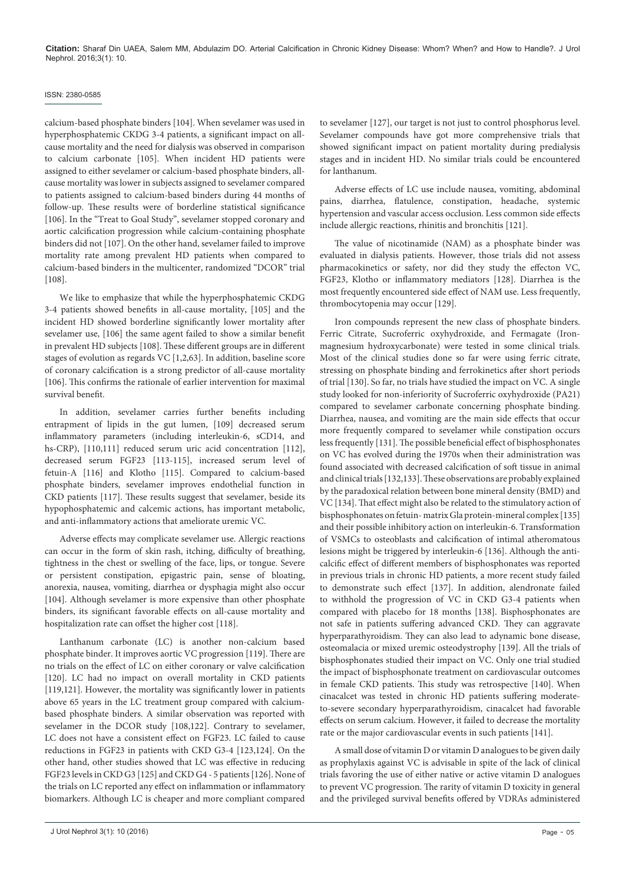calcium-based phosphate binders [104]. When sevelamer was used in hyperphosphatemic CKDG 3-4 patients, a significant impact on all-cause mortality and the need for dialysis was observed in comparison to calcium carbonate [105]. When incident HD patients were assigned to either sevelamer or calcium-based phosphate binders, all-cause mortality was lower in subjects assigned to sevelamer compared to patients assigned to calcium-based binders during 44 months of follow-up. These results were of borderline statistical significance [106]. In the "Treat to Goal Study", sevelamer stopped coronary and aortic calcification progression while calcium-containing phosphate binders did not [107]. On the other hand, sevelamer failed to improve mortality rate among prevalent HD patients when compared to calcium-based binders in the multicenter, randomized "DCOR" trial [108].

We like to emphasize that while the hyperphosphatemic CKDG 3-4 patients showed benefits in all-cause mortality, [105] and the incident HD showed borderline significantly lower mortality after sevelamer use, [106] the same agent failed to show a similar benefit in prevalent HD subjects [108]. These different groups are in different stages of evolution as regards VC [1,2,63]. In addition, baseline score of coronary calcification is a strong predictor of all-cause mortality [106]. This confirms the rationale of earlier intervention for maximal survival benefit.

In addition, sevelamer carries further benefits including entrapment of lipids in the gut lumen, [109] decreased serum inflammatory parameters (including interleukin-6, sCD14, and hs-CRP), [110,111] reduced serum uric acid concentration [112], decreased serum FGF23 [113-115], increased serum level of fetuin-A [116] and Klotho [115]. Compared to calcium-based phosphate binders, sevelamer improves endothelial function in CKD patients [117]. These results suggest that sevelamer, beside its hypophosphatemic and calcemic actions, has important metabolic, and anti-inflammatory actions that ameliorate uremic VC.

Adverse effects may complicate sevelamer use. Allergic reactions can occur in the form of skin rash, itching, difficulty of breathing, tightness in the chest or swelling of the face, lips, or tongue. Severe or persistent constipation, epigastric pain, sense of bloating, anorexia, nausea, vomiting, diarrhea or dysphagia might also occur [104]. Although sevelamer is more expensive than other phosphate binders, its significant favorable effects on all-cause mortality and hospitalization rate can offset the higher cost [118].

Lanthanum carbonate (LC) is another non-calcium based phosphate binder. It improves aortic VC progression [119]. There are no trials on the effect of LC on either coronary or valve calcification [120]. LC had no impact on overall mortality in CKD patients [119,121]. However, the mortality was significantly lower in patients above 65 years in the LC treatment group compared with calcium-based phosphate binders. A similar observation was reported with sevelamer in the DCOR study [108,122]. Contrary to sevelamer, LC does not have a consistent effect on FGF23. LC failed to cause reductions in FGF23 in patients with CKD G3-4 [123,124]. On the other hand, other studies showed that LC was effective in reducing FGF23 levels in CKD G3 [125] and CKD G4 - 5 patients [126]. None of the trials on LC reported any effect on inflammation or inflammatory biomarkers. Although LC is cheaper and more compliant compared to sevelamer [127], our target is not just to control phosphorus level. Sevelamer compounds have got more comprehensive trials that showed significant impact on patient mortality during predialysis stages and in incident HD. No similar trials could be encountered for lanthanum.

Adverse effects of LC use include nausea, vomiting, abdominal pains, diarrhea, flatulence, constipation, headache, systemic hypertension and vascular access occlusion. Less common side effects include allergic reactions, rhinitis and bronchitis [121].

The value of nicotinamide (NAM) as a phosphate binder was evaluated in dialysis patients. However, those trials did not assess pharmacokinetics or safety, nor did they study the effecton VC, FGF23, Klotho or inflammatory mediators [128]. Diarrhea is the most frequently encountered side effect of NAM use. Less frequently, thrombocytopenia may occur [129].

Iron compounds represent the new class of phosphate binders. Ferric Citrate, Sucroferric oxyhydroxide, and Fermagate (Iron-magnesium hydroxycarbonate) were tested in some clinical trials. Most of the clinical studies done so far were using ferric citrate, stressing on phosphate binding and ferrokinetics after short periods of trial [130]. So far, no trials have studied the impact on VC. A single study looked for non-inferiority of Sucroferric oxyhydroxide (PA21) compared to sevelamer carbonate concerning phosphate binding. Diarrhea, nausea, and vomiting are the main side effects that occur more frequently compared to sevelamer while constipation occurs less frequently [131]. The possible beneficial effect of bisphosphonates on VC has evolved during the 1970s when their administration was found associated with decreased calcification of soft tissue in animal and clinical trials [132,133]. These observations are probably explained by the paradoxical relation between bone mineral density (BMD) and VC [134]. That effect might also be related to the stimulatory action of bisphosphonates on fetuin- matrix Gla protein-mineral complex [135] and their possible inhibitory action on interleukin-6. Transformation of VSMCs to osteoblasts and calcification of intimal atheromatous lesions might be triggered by interleukin-6 [136]. Although the anti-calcific effect of different members of bisphosphonates was reported in previous trials in chronic HD patients, a more recent study failed to demonstrate such effect [137]. In addition, alendronate failed to withhold the progression of VC in CKD G3-4 patients when compared with placebo for 18 months [138]. Bisphosphonates are not safe in patients suffering advanced CKD. They can aggravate hyperparathyroidism. They can also lead to adynamic bone disease, osteomalacia or mixed uremic osteodystrophy [139]. All the trials of bisphosphonates studied their impact on VC. Only one trial studied the impact of bisphosphonate treatment on cardiovascular outcomes in female CKD patients. This study was retrospective [140]. When cinacalcet was tested in chronic HD patients suffering moderate-to-severe secondary hyperparathyroidism, cinacalcet had favorable effects on serum calcium. However, it failed to decrease the mortality rate or the major cardiovascular events in such patients [141].

A small dose of vitamin D or vitamin D analogues to be given daily as prophylaxis against VC is advisable in spite of the lack of clinical trials favoring the use of either native or active vitamin D analogues to prevent VC progression. The rarity of vitamin D toxicity in general and the privileged survival benefits offered by VDRAs administered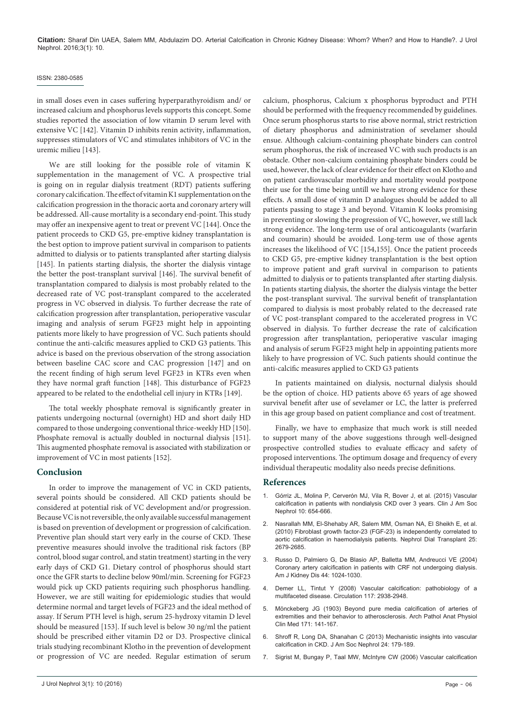in small doses even in cases suffering hyperparathyroidism and/ or increased calcium and phosphorus levels supports this concept. Some studies reported the association of low vitamin D serum level with extensive VC [142]. Vitamin D inhibits renin activity, inflammation, suppresses stimulators of VC and stimulates inhibitors of VC in the uremic milieu [143].

We are still looking for the possible role of vitamin K supplementation in the management of VC. A prospective trial is going on in regular dialysis treatment (RDT) patients suffering coronary calcification. The effect of vitamin K1 supplementation on the calcification progression in the thoracic aorta and coronary artery will be addressed. All-cause mortality is a secondary end-point. This study may offer an inexpensive agent to treat or prevent VC [144]. Once the patient proceeds to CKD G5, pre-emptive kidney transplantation is the best option to improve patient survival in comparison to patients admitted to dialysis or to patients transplanted after starting dialysis [145]. In patients starting dialysis, the shorter the dialysis vintage the better the post-transplant survival [146]. The survival benefit of transplantation compared to dialysis is most probably related to the decreased rate of VC post-transplant compared to the accelerated progress in VC observed in dialysis. To further decrease the rate of calcification progression after transplantation, perioperative vascular imaging and analysis of serum FGF23 might help in appointing patients more likely to have progression of VC. Such patients should continue the anti-calcific measures applied to CKD G3 patients. This advice is based on the previous observation of the strong association between baseline CAC score and CAC progression [147] and on the recent finding of high serum level FGF23 in KTRs even when they have normal graft function [148]. This disturbance of FGF23 appeared to be related to the endothelial cell injury in KTRs [149].

The total weekly phosphate removal is significantly greater in patients undergoing nocturnal (overnight) HD and short daily HD compared to those undergoing conventional thrice-weekly HD [150]. Phosphate removal is actually doubled in nocturnal dialysis [151]. This augmented phosphate removal is associated with stabilization or improvement of VC in most patients [152].

## Conclusion

In order to improve the management of VC in CKD patients, several points should be considered. All CKD patients should be considered at potential risk of VC development and/or progression. Because VC is not reversible, the only available successful management is based on prevention of development or progression of calcification. Preventive plan should start very early in the course of CKD. These preventive measures should involve the traditional risk factors (BP control, blood sugar control, and statin treatment) starting in the very early days of CKD G1. Dietary control of phosphorus should start once the GFR starts to decline below 90ml/min. Screening for FGF23 would pick up CKD patients requiring such phosphorus handling. However, we are still waiting for epidemiologic studies that would determine normal and target levels of FGF23 and the ideal method of assay. If Serum PTH level is high, serum 25-hydroxy vitamin D level should be measured [153]. If such level is below 30 ng/ml the patient should be prescribed either vitamin D2 or D3. Prospective clinical trials studying recombinant Klotho in the prevention of development or progression of VC are needed. Regular estimation of serum calcium, phosphorus, Calcium x phosphorus byproduct and PTH should be performed with the frequency recommended by guidelines. Once serum phosphorus starts to rise above normal, strict restriction of dietary phosphorus and administration of sevelamer should ensue. Although calcium-containing phosphate binders can control serum phosphorus, the risk of increased VC with such products is an obstacle. Other non-calcium containing phosphate binders could be used, however, the lack of clear evidence for their effect on Klotho and on patient cardiovascular morbidity and mortality would postpone their use for the time being untill we have strong evidence for these effects. A small dose of vitamin D analogues should be added to all patients passing to stage 3 and beyond. Vitamin K looks promising in preventing or slowing the progression of VC, however, we still lack strong evidence. The long-term use of oral anticoagulants (warfarin and coumarin) should be avoided. Long-term use of those agents increases the likelihood of VC [154,155]. Once the patient proceeds to CKD G5, pre-emptive kidney transplantation is the best option to improve patient and graft survival in comparison to patients admitted to dialysis or to patients transplanted after starting dialysis. In patients starting dialysis, the shorter the dialysis vintage the better the post-transplant survival. The survival benefit of transplantation compared to dialysis is most probably related to the decreased rate of VC post-transplant compared to the accelerated progress in VC observed in dialysis. To further decrease the rate of calcification progression after transplantation, perioperative vascular imaging and analysis of serum FGF23 might help in appointing patients more likely to have progression of VC. Such patients should continue the anti-calcific measures applied to CKD G3 patients

In patients maintained on dialysis, nocturnal dialysis should be the option of choice. HD patients above 65 years of age showed survival benefit after use of sevelamer or LC, the latter is preferred in this age group based on patient compliance and cost of treatment.

Finally, we have to emphasize that much work is still needed to support many of the above suggestions through well-designed prospective controlled studies to evaluate efficacy and safety of proposed interventions. The optimum dosage and frequency of every individual therapeutic modality also needs precise definitions.

## References

1. Górriz JL, Molina P, Cerverón MJ, Vila R, Bover J, et al. (2015) Vascular calcification in patients with nondialysis CKD over 3 years. Clin J Am Soc Nephrol 10: 654-666.
2. Nasrallah MM, El-Shehaby AR, Salem MM, Osman NA, El Sheikh E, et al. (2010) Fibroblast growth factor-23 (FGF-23) is independently correlated to aortic calcification in haemodialysis patients. Nephrol Dial Transplant 25: 2679-2685.
3. Russo D, Palmiero G, De Blasio AP, Balletta MM, Andreucci VE (2004) Coronary artery calcification in patients with CRF not undergoing dialysis. Am J Kidney Dis 44: 1024-1030.
4. Demer LL, Tintut Y (2008) Vascular calcification: pathobiology of a multifaceted disease. Circulation 117: 2938-2948.
5. Mönckeberg JG (1903) Beyond pure media calcification of arteries of extremities and their behavior to atherosclerosis. Arch Pathol Anat Physiol Clin Med 171: 141-167.
6. Shroff R, Long DA, Shanahan C (2013) Mechanistic insights into vascular calcification in CKD. J Am Soc Nephrol 24: 179-189.
7. Sigrist M, Bungay P, Taal MW, McIntyre CW (2006) Vascular calcification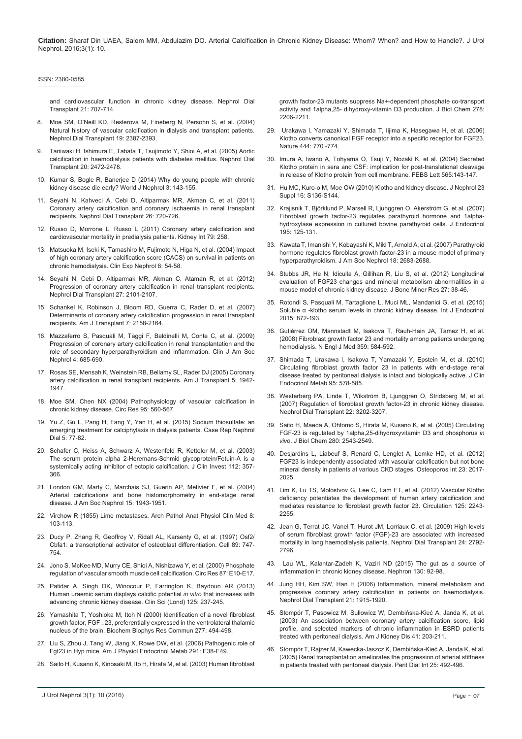and cardiovascular function in chronic kidney disease. Nephrol Dial Transplant 21: 707-714.

8. Moe SM, O'Neill KD, Reslerova M, Fineberg N, Persohn S, et al. (2004) Natural history of vascular calcification in dialysis and transplant patients. Nephrol Dial Transplant 19: 2387-2393.

9. Taniwaki H, Ishimura E, Tabata T, Tsujimoto Y, Shioi A, et al. (2005) Aortic calcification in haemodialysis patients with diabetes mellitus. Nephrol Dial Transplant 20: 2472-2478.

10. Kumar S, Bogle R, Banerjee D (2014) Why do young people with chronic kidney disease die early? World J Nephrol 3: 143-155.

11. Seyahi N, Kahveci A, Cebi D, Altiparmak MR, Akman C, et al. (2011) Coronary artery calcification and coronary ischaemia in renal transplant recipients. Nephrol Dial Transplant 26: 720-726.

12. Russo D, Morrone L, Russo L (2011) Coronary artery calcification and cardiovascular mortality in predialysis patients. Kidney Int 79: 258.

13. Matsuoka M, Iseki K, Tamashiro M, Fujimoto N, Higa N, et al. (2004) Impact of high coronary artery calcification score (CACS) on survival in patients on chronic hemodialysis. Clin Exp Nephrol 8: 54-58.

14. Seyahi N, Cebi D, Altiparmak MR, Akman C, Ataman R, et al. (2012) Progression of coronary artery calcification in renal transplant recipients. Nephrol Dial Transplant 27: 2101-2107.

15. Schankel K, Robinson J, Bloom RD, Guerra C, Rader D, et al. (2007) Determinants of coronary artery calcification progression in renal transplant recipients. Am J Transplant 7: 2158-2164.

16. Mazzaferro S, Pasquali M, Taggi F, Baldinelli M, Conte C, et al. (2009) Progression of coronary artery calcification in renal transplantation and the role of secondary hyperparathyroidism and inflammation. Clin J Am Soc Nephrol 4: 685-690.

17. Rosas SE, Mensah K, Weinstein RB, Bellamy SL, Rader DJ (2005) Coronary artery calcification in renal transplant recipients. Am J Transplant 5: 1942-1947.

18. Moe SM, Chen NX (2004) Pathophysiology of vascular calcification in chronic kidney disease. Circ Res 95: 560-567.

19. Yu Z, Gu L, Pang H, Fang Y, Yan H, et al. (2015) Sodium thiosulfate: an emerging treatment for calciphylaxis in dialysis patients. Case Rep Nephrol Dial 5: 77-82.

20. Schafer C, Heiss A, Schwarz A, Westenfeld R, Ketteler M, et al. (2003) The serum protein alpha 2-Heremans-Schmid glycoprotein/Fetuin-A is a systemically acting inhibitor of ectopic calcification. J Clin Invest 112: 357-366.

21. London GM, Marty C, Marchais SJ, Guerin AP, Metivier F, et al. (2004) Arterial calcifications and bone histomorphometry in end-stage renal disease. J Am Soc Nephrol 15: 1943-1951.

22. Virchow R (1855) Lime metastases. Arch Pathol Anat Physiol Clin Med 8: 103-113.

23. Ducy P, Zhang R, Geoffroy V, Ridall AL, Karsenty G, et al. (1997) Osf2/Cbfa1: a transcriptional activator of osteoblast differentiation. Cell 89: 747-754.

24. Jono S, McKee MD, Murry CE, Shioi A, Nishizawa Y, et al. (2000) Phosphate regulation of vascular smooth muscle cell calcification. Circ Res 87: E10-E17.

25. Patidar A, Singh DK, Winocour P, Farrington K, Baydoun AR (2013) Human uraemic serum displays calcific potential *in vitro* that increases with advancing chronic kidney disease. Clin Sci (Lond) 125: 237-245.

26. Yamashita T, Yoshioka M, Itoh N (2000) Identification of a novel fibroblast growth factor, FGF-23, preferentially expressed in the ventrolateral thalamic nucleus of the brain. Biochem Biophys Res Commun 277: 494-498.

27. Liu S, Zhou J, Tang W, Jiang X, Rowe DW, et al. (2006) Pathogenic role of Fgf23 in Hyp mice. Am J Physiol Endocrinol Metab 291: E38-E49.

28. Saito H, Kusano K, Kinosaki M, Ito H, Hirata M, et al. (2003) Human fibroblast growth factor-23 mutants suppress Na+-dependent phosphate co-transport activity and 1alpha,25- dihydroxy-vitamin D3 production. J Biol Chem 278: 2206-2211.

29. Urakawa I, Yamazaki Y, Shimada T, Iijima K, Hasegawa H, et al. (2006) Klotho converts canonical FGF receptor into a specific receptor for FGF23. Nature 444: 770 -774.

30. Imura A, Iwano A, Tohyama O, Tsuji Y, Nozaki K, et al. (2004) Secreted Klotho protein in sera and CSF: implication for post-translational cleavage in release of Klotho protein from cell membrane. FEBS Lett 565:143-147.

31. Hu MC, Kuro-o M, Moe OW (2010) Klotho and kidney disease. J Nephrol 23 Suppl 16: S136-S144.

32. Krajisnik T, Björklund P, Marsell R, Ljunggren O, Akerström G, et al. (2007) Fibroblast growth factor-23 regulates parathyroid hormone and 1alpha-hydroxylase expression in cultured bovine parathyroid cells. J Endocrinol 195: 125-131.

33. Kawata T, Imanishi Y, Kobayashi K, Miki T, Arnold A, et al. (2007) Parathyroid hormone regulates fibroblast growth factor-23 in a mouse model of primary hyperparathyroidism. J Am Soc Nephrol 18: 2683-2688.

34. Stubbs JR, He N, Idiculla A, Gillihan R, Liu S, et al. (2012) Longitudinal evaluation of FGF23 changes and mineral metabolism abnormalities in a mouse model of chronic kidney disease. J Bone Miner Res 27: 38-46.

35. Rotondi S, Pasquali M, Tartaglione L, Muci ML, Mandanici G, et al. (2015) Soluble α -klotho serum levels in chronic kidney disease. Int J Endocrinol 2015: 872-193.

36. Gutiérrez OM, Mannstadt M, Isakova T, Rauh-Hain JA, Tamez H, et al. (2008) Fibroblast growth factor 23 and mortality among patients undergoing hemodialysis. N Engl J Med 359: 584-592.

37. Shimada T, Urakawa I, Isakova T, Yamazaki Y, Epstein M, et al. (2010) Circulating fibroblast growth factor 23 in patients with end-stage renal disease treated by peritoneal dialysis is intact and biologically active. J Clin Endocrinol Metab 95: 578-585.

38. Westerberg PA, Linde T, Wikström B, Ljunggren O, Stridsberg M, et al. (2007) Regulation of fibroblast growth factor-23 in chronic kidney disease. Nephrol Dial Transplant 22: 3202-3207.

39. Saito H, Maeda A, Ohtomo S, Hirata M, Kusano K, et al. (2005) Circulating FGF-23 is regulated by 1alpha,25-dihydroxyvitamin D3 and phosphorus *in vivo*. J Biol Chem 280: 2543-2549.

40. Desjardins L, Liabeuf S, Renard C, Lenglet A, Lemke HD, et al. (2012) FGF23 is independently associated with vascular calcification but not bone mineral density in patients at various CKD stages. Osteoporos Int 23: 2017-2025.

41. Lim K, Lu TS, Molostvov G, Lee C, Lam FT, et al. (2012) Vascular Klotho deficiency potentiates the development of human artery calcification and mediates resistance to fibroblast growth factor 23. Circulation 125: 2243-2255.

42. Jean G, Terrat JC, Vanel T, Hurot JM, Lorriaux C, et al. (2009) High levels of serum fibroblast growth factor (FGF)-23 are associated with increased mortality in long haemodialysis patients. Nephrol Dial Transplant 24: 2792-2796.

43. Lau WL, Kalantar-Zadeh K, Vaziri ND (2015) The gut as a source of inflammation in chronic kidney disease. Nephron 130: 92-98.

44. Jung HH, Kim SW, Han H (2006) Inflammation, mineral metabolism and progressive coronary artery calcification in patients on haemodialysis. Nephrol Dial Transplant 21: 1915-1920.

45. Stompór T, Pasowicz M, Sułowicz W, Dembińska-Kieć A, Janda K, et al. (2003) An association between coronary artery calcification score, lipid profile, and selected markers of chronic inflammation in ESRD patients treated with peritoneal dialysis. Am J Kidney Dis 41: 203-211.

46. Stompór T, Rajzer M, Kawecka-Jaszcz K, Dembińska-Kieć A, Janda K, et al. (2005) Renal transplantation ameliorates the progression of arterial stiffness in patients treated with peritoneal dialysis. Perit Dial Int 25: 492-496.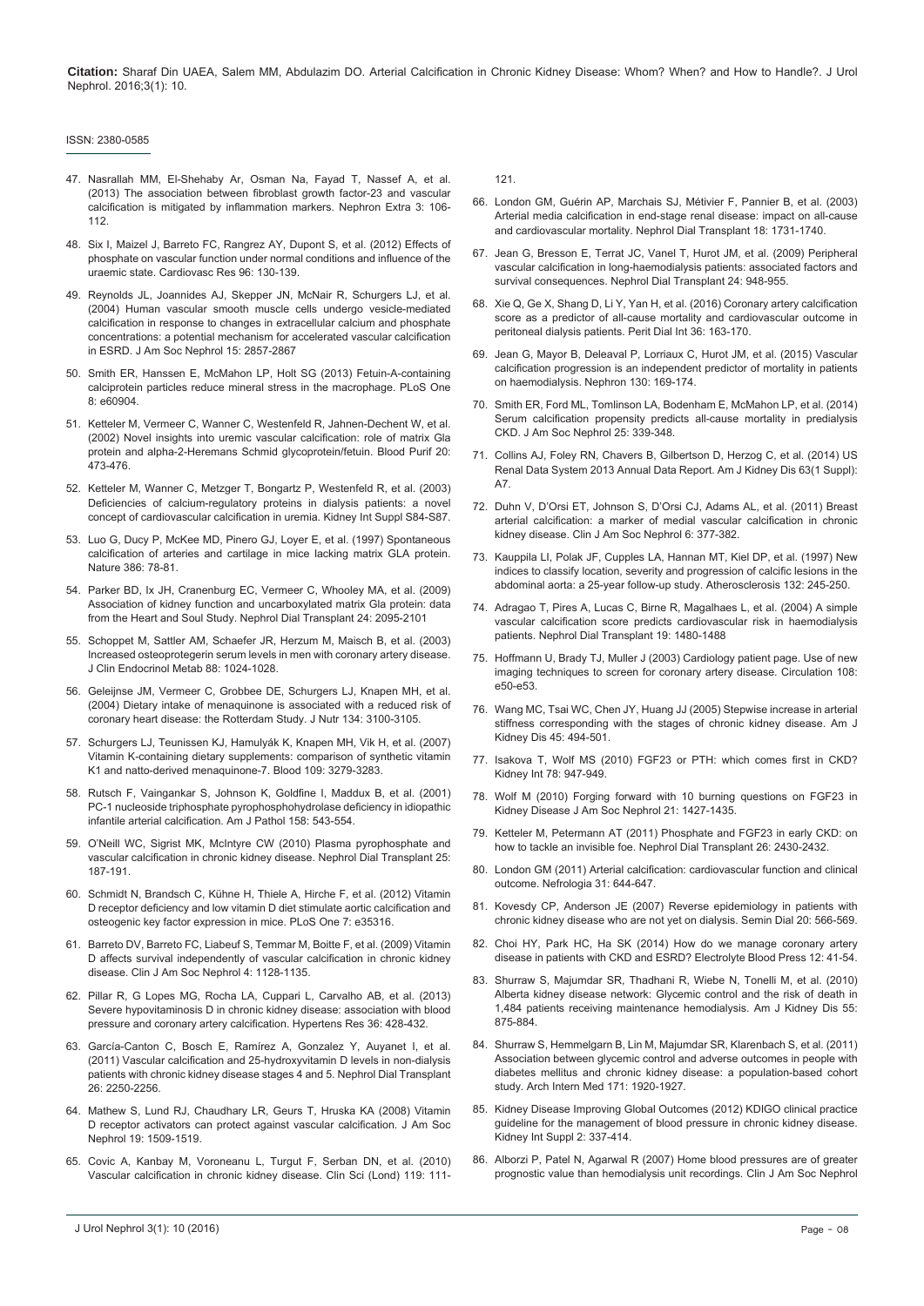47. Nasrallah MM, El-Shehaby Ar, Osman Na, Fayad T, Nassef A, et al. (2013) The association between fibroblast growth factor-23 and vascular calcification is mitigated by inflammation markers. Nephron Extra 3: 106-112.

48. Six I, Maizel J, Barreto FC, Rangrez AY, Dupont S, et al. (2012) Effects of phosphate on vascular function under normal conditions and influence of the uraemic state. Cardiovasc Res 96: 130-139.

49. Reynolds JL, Joannides AJ, Skepper JN, McNair R, Schurgers LJ, et al. (2004) Human vascular smooth muscle cells undergo vesicle-mediated calcification in response to changes in extracellular calcium and phosphate concentrations: a potential mechanism for accelerated vascular calcification in ESRD. J Am Soc Nephrol 15: 2857-2867

50. Smith ER, Hanssen E, McMahon LP, Holt SG (2013) Fetuin-A-containing calciprotein particles reduce mineral stress in the macrophage. PLoS One 8: e60904.

51. Ketteler M, Vermeer C, Wanner C, Westenfeld R, Jahnen-Dechent W, et al. (2002) Novel insights into uremic vascular calcification: role of matrix Gla protein and alpha-2-Heremans Schmid glycoprotein/fetuin. Blood Purif 20: 473-476.

52. Ketteler M, Wanner C, Metzger T, Bongartz P, Westenfeld R, et al. (2003) Deficiencies of calcium-regulatory proteins in dialysis patients: a novel concept of cardiovascular calcification in uremia. Kidney Int Suppl S84-S87.

53. Luo G, Ducy P, McKee MD, Pinero GJ, Loyer E, et al. (1997) Spontaneous calcification of arteries and cartilage in mice lacking matrix GLA protein. Nature 386: 78-81.

54. Parker BD, Ix JH, Cranenburg EC, Vermeer C, Whooley MA, et al. (2009) Association of kidney function and uncarboxylated matrix Gla protein: data from the Heart and Soul Study. Nephrol Dial Transplant 24: 2095-2101

55. Schoppet M, Sattler AM, Schaefer JR, Herzum M, Maisch B, et al. (2003) Increased osteoprotegerin serum levels in men with coronary artery disease. J Clin Endocrinol Metab 88: 1024-1028.

56. Geleijnse JM, Vermeer C, Grobbee DE, Schurgers LJ, Knapen MH, et al. (2004) Dietary intake of menaquinone is associated with a reduced risk of coronary heart disease: the Rotterdam Study. J Nutr 134: 3100-3105.

57. Schurgers LJ, Teunissen KJ, Hamulyák K, Knapen MH, Vik H, et al. (2007) Vitamin K-containing dietary supplements: comparison of synthetic vitamin K1 and natto-derived menaquinone-7. Blood 109: 3279-3283.

58. Rutsch F, Vaingankar S, Johnson K, Goldfine I, Maddux B, et al. (2001) PC-1 nucleoside triphosphate pyrophosphohydrolase deficiency in idiopathic infantile arterial calcification. Am J Pathol 158: 543-554.

59. O'Neill WC, Sigrist MK, McIntyre CW (2010) Plasma pyrophosphate and vascular calcification in chronic kidney disease. Nephrol Dial Transplant 25: 187-191.

60. Schmidt N, Brandsch C, Kühne H, Thiele A, Hirche F, et al. (2012) Vitamin D receptor deficiency and low vitamin D diet stimulate aortic calcification and osteogenic key factor expression in mice. PLoS One 7: e35316.

61. Barreto DV, Barreto FC, Liabeuf S, Temmar M, Boitte F, et al. (2009) Vitamin D affects survival independently of vascular calcification in chronic kidney disease. Clin J Am Soc Nephrol 4: 1128-1135.

62. Pillar R, G Lopes MG, Rocha LA, Cuppari L, Carvalho AB, et al. (2013) Severe hypovitaminosis D in chronic kidney disease: association with blood pressure and coronary artery calcification. Hypertens Res 36: 428-432.

63. García-Canton C, Bosch E, Ramírez A, Gonzalez Y, Auyanet I, et al. (2011) Vascular calcification and 25-hydroxyvitamin D levels in non-dialysis patients with chronic kidney disease stages 4 and 5. Nephrol Dial Transplant 26: 2250-2256.

64. Mathew S, Lund RJ, Chaudhary LR, Geurs T, Hruska KA (2008) Vitamin D receptor activators can protect against vascular calcification. J Am Soc Nephrol 19: 1509-1519.

65. Covic A, Kanbay M, Voroneanu L, Turgut F, Serban DN, et al. (2010) Vascular calcification in chronic kidney disease. Clin Sci (Lond) 119: 111-121.

66. London GM, Guérin AP, Marchais SJ, Métivier F, Pannier B, et al. (2003) Arterial media calcification in end-stage renal disease: impact on all-cause and cardiovascular mortality. Nephrol Dial Transplant 18: 1731-1740.

67. Jean G, Bresson E, Terrat JC, Vanel T, Hurot JM, et al. (2009) Peripheral vascular calcification in long-haemodialysis patients: associated factors and survival consequences. Nephrol Dial Transplant 24: 948-955.

68. Xie Q, Ge X, Shang D, Li Y, Yan H, et al. (2016) Coronary artery calcification score as a predictor of all-cause mortality and cardiovascular outcome in peritoneal dialysis patients. Perit Dial Int 36: 163-170.

69. Jean G, Mayor B, Deleaval P, Lorriaux C, Hurot JM, et al. (2015) Vascular calcification progression is an independent predictor of mortality in patients on haemodialysis. Nephron 130: 169-174.

70. Smith ER, Ford ML, Tomlinson LA, Bodenham E, McMahon LP, et al. (2014) Serum calcification propensity predicts all-cause mortality in predialysis CKD. J Am Soc Nephrol 25: 339-348.

71. Collins AJ, Foley RN, Chavers B, Gilbertson D, Herzog C, et al. (2014) US Renal Data System 2013 Annual Data Report. Am J Kidney Dis 63(1 Suppl): A7.

72. Duhn V, D'Orsi ET, Johnson S, D'Orsi CJ, Adams AL, et al. (2011) Breast arterial calcification: a marker of medial vascular calcification in chronic kidney disease. Clin J Am Soc Nephrol 6: 377-382.

73. Kauppila LI, Polak JF, Cupples LA, Hannan MT, Kiel DP, et al. (1997) New indices to classify location, severity and progression of calcific lesions in the abdominal aorta: a 25-year follow-up study. Atherosclerosis 132: 245-250.

74. Adragao T, Pires A, Lucas C, Birne R, Magalhaes L, et al. (2004) A simple vascular calcification score predicts cardiovascular risk in haemodialysis patients. Nephrol Dial Transplant 19: 1480-1488

75. Hoffmann U, Brady TJ, Muller J (2003) Cardiology patient page. Use of new imaging techniques to screen for coronary artery disease. Circulation 108: e50-e53.

76. Wang MC, Tsai WC, Chen JY, Huang JJ (2005) Stepwise increase in arterial stiffness corresponding with the stages of chronic kidney disease. Am J Kidney Dis 45: 494-501.

77. Isakova T, Wolf MS (2010) FGF23 or PTH: which comes first in CKD? Kidney Int 78: 947-949.

78. Wolf M (2010) Forging forward with 10 burning questions on FGF23 in Kidney Disease J Am Soc Nephrol 21: 1427-1435.

79. Ketteler M, Petermann AT (2011) Phosphate and FGF23 in early CKD: on how to tackle an invisible foe. Nephrol Dial Transplant 26: 2430-2432.

80. London GM (2011) Arterial calcification: cardiovascular function and clinical outcome. Nefrologia 31: 644-647.

81. Kovesdy CP, Anderson JE (2007) Reverse epidemiology in patients with chronic kidney disease who are not yet on dialysis. Semin Dial 20: 566-569.

82. Choi HY, Park HC, Ha SK (2014) How do we manage coronary artery disease in patients with CKD and ESRD? Electrolyte Blood Press 12: 41-54.

83. Shurraw S, Majumdar SR, Thadhani R, Wiebe N, Tonelli M, et al. (2010) Alberta kidney disease network: Glycemic control and the risk of death in 1,484 patients receiving maintenance hemodialysis. Am J Kidney Dis 55: 875-884.

84. Shurraw S, Hemmelgarn B, Lin M, Majumdar SR, Klarenbach S, et al. (2011) Association between glycemic control and adverse outcomes in people with diabetes mellitus and chronic kidney disease: a population-based cohort study. Arch Intern Med 171: 1920-1927.

85. Kidney Disease Improving Global Outcomes (2012) KDIGO clinical practice guideline for the management of blood pressure in chronic kidney disease. Kidney Int Suppl 2: 337-414.

86. Alborzi P, Patel N, Agarwal R (2007) Home blood pressures are of greater prognostic value than hemodialysis unit recordings. Clin J Am Soc Nephrol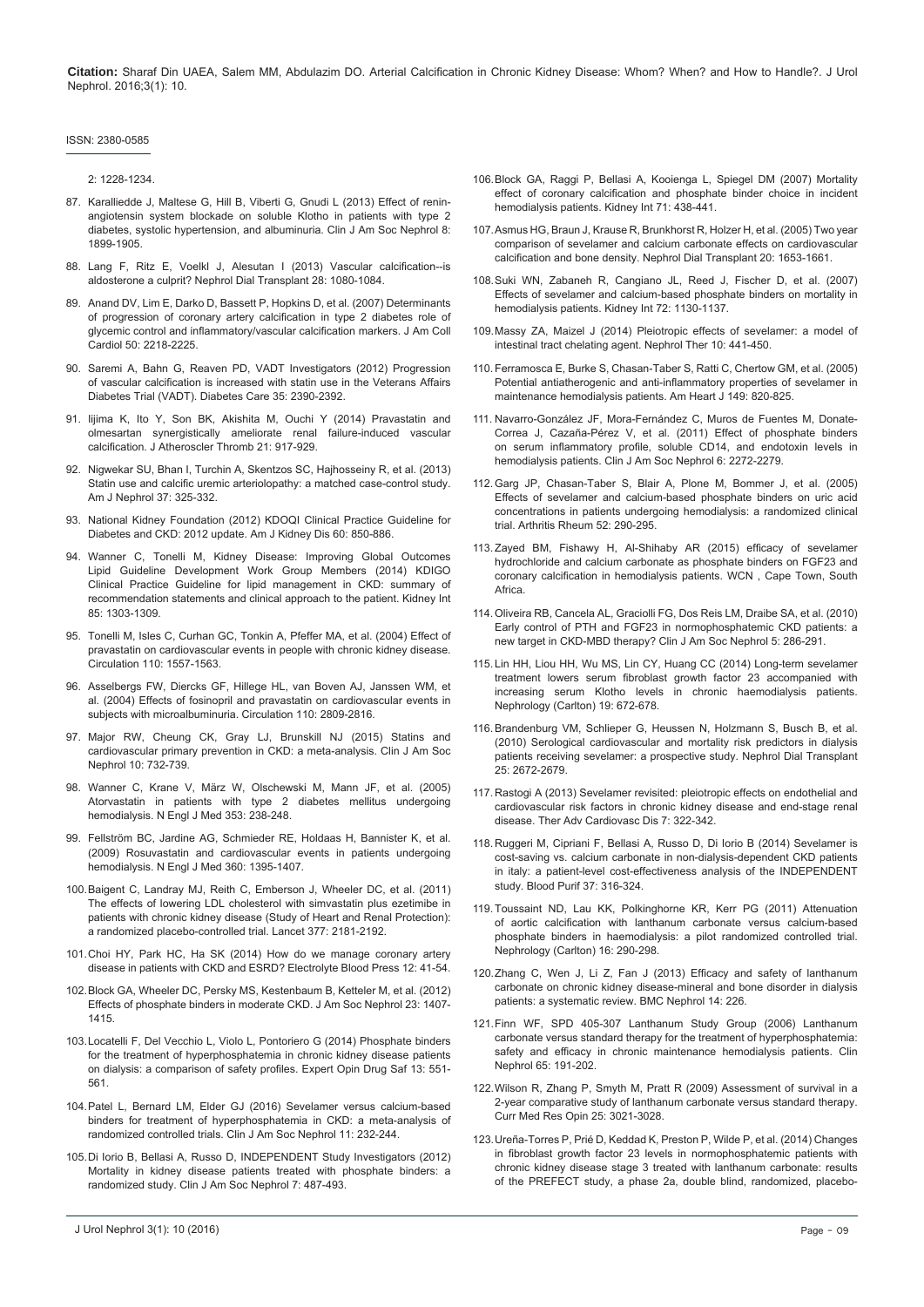2: 1228-1234.

87. Karalliedde J, Maltese G, Hill B, Viberti G, Gnudi L (2013) Effect of renin-angiotensin system blockade on soluble Klotho in patients with type 2 diabetes, systolic hypertension, and albuminuria. Clin J Am Soc Nephrol 8: 1899-1905.

88. Lang F, Ritz E, Voelkl J, Alesutan I (2013) Vascular calcification--is aldosterone a culprit? Nephrol Dial Transplant 28: 1080-1084.

89. Anand DV, Lim E, Darko D, Bassett P, Hopkins D, et al. (2007) Determinants of progression of coronary artery calcification in type 2 diabetes role of glycemic control and inflammatory/vascular calcification markers. J Am Coll Cardiol 50: 2218-2225.

90. Saremi A, Bahn G, Reaven PD, VADT Investigators (2012) Progression of vascular calcification is increased with statin use in the Veterans Affairs Diabetes Trial (VADT). Diabetes Care 35: 2390-2392.

91. Iijima K, Ito Y, Son BK, Akishita M, Ouchi Y (2014) Pravastatin and olmesartan synergistically ameliorate renal failure-induced vascular calcification. J Atheroscler Thromb 21: 917-929.

92. Nigwekar SU, Bhan I, Turchin A, Skentzos SC, Hajhosseiny R, et al. (2013) Statin use and calcific uremic arteriolopathy: a matched case-control study. Am J Nephrol 37: 325-332.

93. National Kidney Foundation (2012) KDOQI Clinical Practice Guideline for Diabetes and CKD: 2012 update. Am J Kidney Dis 60: 850-886.

94. Wanner C, Tonelli M, Kidney Disease: Improving Global Outcomes Lipid Guideline Development Work Group Members (2014) KDIGO Clinical Practice Guideline for lipid management in CKD: summary of recommendation statements and clinical approach to the patient. Kidney Int 85: 1303-1309.

95. Tonelli M, Isles C, Curhan GC, Tonkin A, Pfeffer MA, et al. (2004) Effect of pravastatin on cardiovascular events in people with chronic kidney disease. Circulation 110: 1557-1563.

96. Asselbergs FW, Diercks GF, Hillege HL, van Boven AJ, Janssen WM, et al. (2004) Effects of fosinopril and pravastatin on cardiovascular events in subjects with microalbuminuria. Circulation 110: 2809-2816.

97. Major RW, Cheung CK, Gray LJ, Brunskill NJ (2015) Statins and cardiovascular primary prevention in CKD: a meta-analysis. Clin J Am Soc Nephrol 10: 732-739.

98. Wanner C, Krane V, März W, Olschewski M, Mann JF, et al. (2005) Atorvastatin in patients with type 2 diabetes mellitus undergoing hemodialysis. N Engl J Med 353: 238-248.

99. Fellström BC, Jardine AG, Schmieder RE, Holdaas H, Bannister K, et al. (2009) Rosuvastatin and cardiovascular events in patients undergoing hemodialysis. N Engl J Med 360: 1395-1407.

100. Baigent C, Landray MJ, Reith C, Emberson J, Wheeler DC, et al. (2011) The effects of lowering LDL cholesterol with simvastatin plus ezetimibe in patients with chronic kidney disease (Study of Heart and Renal Protection): a randomized placebo-controlled trial. Lancet 377: 2181-2192.

101. Choi HY, Park HC, Ha SK (2014) How do we manage coronary artery disease in patients with CKD and ESRD? Electrolyte Blood Press 12: 41-54.

102. Block GA, Wheeler DC, Persky MS, Kestenbaum B, Ketteler M, et al. (2012) Effects of phosphate binders in moderate CKD. J Am Soc Nephrol 23: 1407-1415.

103. Locatelli F, Del Vecchio L, Violo L, Pontoriero G (2014) Phosphate binders for the treatment of hyperphosphatemia in chronic kidney disease patients on dialysis: a comparison of safety profiles. Expert Opin Drug Saf 13: 551-561.

104. Patel L, Bernard LM, Elder GJ (2016) Sevelamer versus calcium-based binders for treatment of hyperphosphatemia in CKD: a meta-analysis of randomized controlled trials. Clin J Am Soc Nephrol 11: 232-244.

105. Di Iorio B, Bellasi A, Russo D, INDEPENDENT Study Investigators (2012) Mortality in kidney disease patients treated with phosphate binders: a randomized study. Clin J Am Soc Nephrol 7: 487-493.

106. Block GA, Raggi P, Bellasi A, Kooienga L, Spiegel DM (2007) Mortality effect of coronary calcification and phosphate binder choice in incident hemodialysis patients. Kidney Int 71: 438-441.

107. Asmus HG, Braun J, Krause R, Brunkhorst R, Holzer H, et al. (2005) Two year comparison of sevelamer and calcium carbonate effects on cardiovascular calcification and bone density. Nephrol Dial Transplant 20: 1653-1661.

108. Suki WN, Zabaneh R, Cangiano JL, Reed J, Fischer D, et al. (2007) Effects of sevelamer and calcium-based phosphate binders on mortality in hemodialysis patients. Kidney Int 72: 1130-1137.

109. Massy ZA, Maizel J (2014) Pleiotropic effects of sevelamer: a model of intestinal tract chelating agent. Nephrol Ther 10: 441-450.

110. Ferramosca E, Burke S, Chasan-Taber S, Ratti C, Chertow GM, et al. (2005) Potential antiatherogenic and anti-inflammatory properties of sevelamer in maintenance hemodialysis patients. Am Heart J 149: 820-825.

111. Navarro-González JF, Mora-Fernández C, Muros de Fuentes M, Donate-Correa J, Cazaña-Pérez V, et al. (2011) Effect of phosphate binders on serum inflammatory profile, soluble CD14, and endotoxin levels in hemodialysis patients. Clin J Am Soc Nephrol 6: 2272-2279.

112. Garg JP, Chasan-Taber S, Blair A, Plone M, Bommer J, et al. (2005) Effects of sevelamer and calcium-based phosphate binders on uric acid concentrations in patients undergoing hemodialysis: a randomized clinical trial. Arthritis Rheum 52: 290-295.

113. Zayed BM, Fishawy H, Al-Shihaby AR (2015) efficacy of sevelamer hydrochloride and calcium carbonate as phosphate binders on FGF23 and coronary calcification in hemodialysis patients. WCN , Cape Town, South Africa.

114. Oliveira RB, Cancela AL, Graciolli FG, Dos Reis LM, Draibe SA, et al. (2010) Early control of PTH and FGF23 in normophosphatemic CKD patients: a new target in CKD-MBD therapy? Clin J Am Soc Nephrol 5: 286-291.

115. Lin HH, Liou HH, Wu MS, Lin CY, Huang CC (2014) Long-term sevelamer treatment lowers serum fibroblast growth factor 23 accompanied with increasing serum Klotho levels in chronic haemodialysis patients. Nephrology (Carlton) 19: 672-678.

116. Brandenburg VM, Schlieper G, Heussen N, Holzmann S, Busch B, et al. (2010) Serological cardiovascular and mortality risk predictors in dialysis patients receiving sevelamer: a prospective study. Nephrol Dial Transplant 25: 2672-2679.

117. Rastogi A (2013) Sevelamer revisited: pleiotropic effects on endothelial and cardiovascular risk factors in chronic kidney disease and end-stage renal disease. Ther Adv Cardiovasc Dis 7: 322-342.

118. Ruggeri M, Cipriani F, Bellasi A, Russo D, Di Iorio B (2014) Sevelamer is cost-saving vs. calcium carbonate in non-dialysis-dependent CKD patients in italy: a patient-level cost-effectiveness analysis of the INDEPENDENT study. Blood Purif 37: 316-324.

119. Toussaint ND, Lau KK, Polkinghorne KR, Kerr PG (2011) Attenuation of aortic calcification with lanthanum carbonate versus calcium-based phosphate binders in haemodialysis: a pilot randomized controlled trial. Nephrology (Carlton) 16: 290-298.

120. Zhang C, Wen J, Li Z, Fan J (2013) Efficacy and safety of lanthanum carbonate on chronic kidney disease-mineral and bone disorder in dialysis patients: a systematic review. BMC Nephrol 14: 226.

121. Finn WF, SPD 405-307 Lanthanum Study Group (2006) Lanthanum carbonate versus standard therapy for the treatment of hyperphosphatemia: safety and efficacy in chronic maintenance hemodialysis patients. Clin Nephrol 65: 191-202.

122. Wilson R, Zhang P, Smyth M, Pratt R (2009) Assessment of survival in a 2-year comparative study of lanthanum carbonate versus standard therapy. Curr Med Res Opin 25: 3021-3028.

123. Ureña-Torres P, Prié D, Keddad K, Preston P, Wilde P, et al. (2014) Changes in fibroblast growth factor 23 levels in normophosphatemic patients with chronic kidney disease stage 3 treated with lanthanum carbonate: results of the PREFECT study, a phase 2a, double blind, randomized, placebo-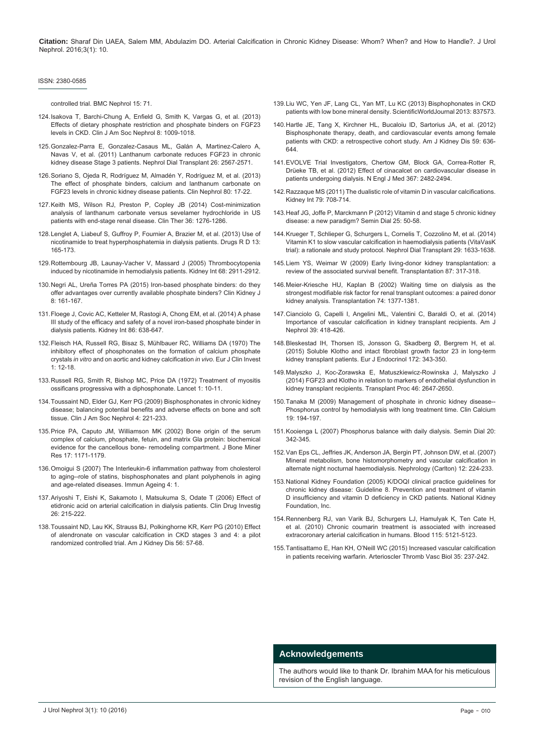controlled trial. BMC Nephrol 15: 71.

124. Isakova T, Barchi-Chung A, Enfield G, Smith K, Vargas G, et al. (2013) Effects of dietary phosphate restriction and phosphate binders on FGF23 levels in CKD. Clin J Am Soc Nephrol 8: 1009-1018.

125. Gonzalez-Parra E, Gonzalez-Casaus ML, Galán A, Martinez-Calero A, Navas V, et al. (2011) Lanthanum carbonate reduces FGF23 in chronic kidney disease Stage 3 patients. Nephrol Dial Transplant 26: 2567-2571.

126. Soriano S, Ojeda R, Rodríguez M, Almadén Y, Rodríguez M, et al. (2013) The effect of phosphate binders, calcium and lanthanum carbonate on FGF23 levels in chronic kidney disease patients. Clin Nephrol 80: 17-22.

127. Keith MS, Wilson RJ, Preston P, Copley JB (2014) Cost-minimization analysis of lanthanum carbonate versus sevelamer hydrochloride in US patients with end-stage renal disease. Clin Ther 36: 1276-1286.

128. Lenglet A, Liabeuf S, Guffroy P, Fournier A, Brazier M, et al. (2013) Use of nicotinamide to treat hyperphosphatemia in dialysis patients. Drugs R D 13: 165-173.

129. Rottembourg JB, Launay-Vacher V, Massard J (2005) Thrombocytopenia induced by nicotinamide in hemodialysis patients. Kidney Int 68: 2911-2912.

130. Negri AL, Ureña Torres PA (2015) Iron-based phosphate binders: do they offer advantages over currently available phosphate binders? Clin Kidney J 8: 161-167.

131. Floege J, Covic AC, Ketteler M, Rastogi A, Chong EM, et al. (2014) A phase III study of the efficacy and safety of a novel iron-based phosphate binder in dialysis patients. Kidney Int 86: 638-647.

132. Fleisch HA, Russell RG, Bisaz S, Mühlbauer RC, Williams DA (1970) The inhibitory effect of phosphonates on the formation of calcium phosphate crystals *in vitro* and on aortic and kidney calcification *in vivo*. Eur J Clin Invest 1: 12-18.

133. Russell RG, Smith R, Bishop MC, Price DA (1972) Treatment of myositis ossificans progressiva with a diphosphonate. Lancet 1: 10-11.

134. Toussaint ND, Elder GJ, Kerr PG (2009) Bisphosphonates in chronic kidney disease; balancing potential benefits and adverse effects on bone and soft tissue. Clin J Am Soc Nephrol 4: 221-233.

135. Price PA, Caputo JM, Williamson MK (2002) Bone origin of the serum complex of calcium, phosphate, fetuin, and matrix Gla protein: biochemical evidence for the cancellous bone- remodeling compartment. J Bone Miner Res 17: 1171-1179.

136. Omoigui S (2007) The Interleukin-6 inflammation pathway from cholesterol to aging--role of statins, bisphosphonates and plant polyphenols in aging and age-related diseases. Immun Ageing 4: 1.

137. Ariyoshi T, Eishi K, Sakamoto I, Matsukuma S, Odate T (2006) Effect of etidronic acid on arterial calcification in dialysis patients. Clin Drug Investig 26: 215-222.

138. Toussaint ND, Lau KK, Strauss BJ, Polkinghorne KR, Kerr PG (2010) Effect of alendronate on vascular calcification in CKD stages 3 and 4: a pilot randomized controlled trial. Am J Kidney Dis 56: 57-68.

139. Liu WC, Yen JF, Lang CL, Yan MT, Lu KC (2013) Bisphophonates in CKD patients with low bone mineral density. ScientificWorldJournal 2013: 837573.

140. Hartle JE, Tang X, Kirchner HL, Bucaloiu ID, Sartorius JA, et al. (2012) Bisphosphonate therapy, death, and cardiovascular events among female patients with CKD: a retrospective cohort study. Am J Kidney Dis 59: 636-644.

141. EVOLVE Trial Investigators, Chertow GM, Block GA, Correa-Rotter R, Drüeke TB, et al. (2012) Effect of cinacalcet on cardiovascular disease in patients undergoing dialysis. N Engl J Med 367: 2482-2494.

142. Razzaque MS (2011) The dualistic role of vitamin D in vascular calcifications. Kidney Int 79: 708-714.

143. Heaf JG, Joffe P, Marckmann P (2012) Vitamin d and stage 5 chronic kidney disease: a new paradigm? Semin Dial 25: 50-58.

144. Krueger T, Schlieper G, Schurgers L, Cornelis T, Cozzolino M, et al. (2014) Vitamin K1 to slow vascular calcification in haemodialysis patients (VitaVasK trial): a rationale and study protocol. Nephrol Dial Transplant 29: 1633-1638.

145. Liem YS, Weimar W (2009) Early living-donor kidney transplantation: a review of the associated survival benefit. Transplantation 87: 317-318.

146. Meier-Kriesche HU, Kaplan B (2002) Waiting time on dialysis as the strongest modifiable risk factor for renal transplant outcomes: a paired donor kidney analysis. Transplantation 74: 1377-1381.

147. Cianciolo G, Capelli I, Angelini ML, Valentini C, Baraldi O, et al. (2014) Importance of vascular calcification in kidney transplant recipients. Am J Nephrol 39: 418-426.

148. Bleskestad IH, Thorsen IS, Jonsson G, Skadberg Ø, Bergrem H, et al. (2015) Soluble Klotho and intact fibroblast growth factor 23 in long-term kidney transplant patients. Eur J Endocrinol 172: 343-350.

149. Malyszko J, Koc-Zorawska E, Matuszkiewicz-Rowinska J, Malyszko J (2014) FGF23 and Klotho in relation to markers of endothelial dysfunction in kidney transplant recipients. Transplant Proc 46: 2647-2650.

150. Tanaka M (2009) Management of phosphate in chronic kidney disease-- Phosphorus control by hemodialysis with long treatment time. Clin Calcium 19: 194-197.

151. Kooienga L (2007) Phosphorus balance with daily dialysis. Semin Dial 20: 342-345.

152. Van Eps CL, Jeffries JK, Anderson JA, Bergin PT, Johnson DW, et al. (2007) Mineral metabolism, bone histomorphometry and vascular calcification in alternate night nocturnal haemodialysis. Nephrology (Carlton) 12: 224-233.

153. National Kidney Foundation (2005) K/DOQI clinical practice guidelines for chronic kidney disease: Guideline 8. Prevention and treatment of vitamin D insufficiency and vitamin D deficiency in CKD patients. National Kidney Foundation, Inc.

154. Rennenberg RJ, van Varik BJ, Schurgers LJ, Hamulyak K, Ten Cate H, et al. (2010) Chronic coumarin treatment is associated with increased extracoronary arterial calcification in humans. Blood 115: 5121-5123.

155. Tantisattamo E, Han KH, O'Neill WC (2015) Increased vascular calcification in patients receiving warfarin. Arterioscler Thromb Vasc Biol 35: 237-242.

## Acknowledgements

The authors would like to thank Dr. Ibrahim MAA for his meticulous revision of the English language.